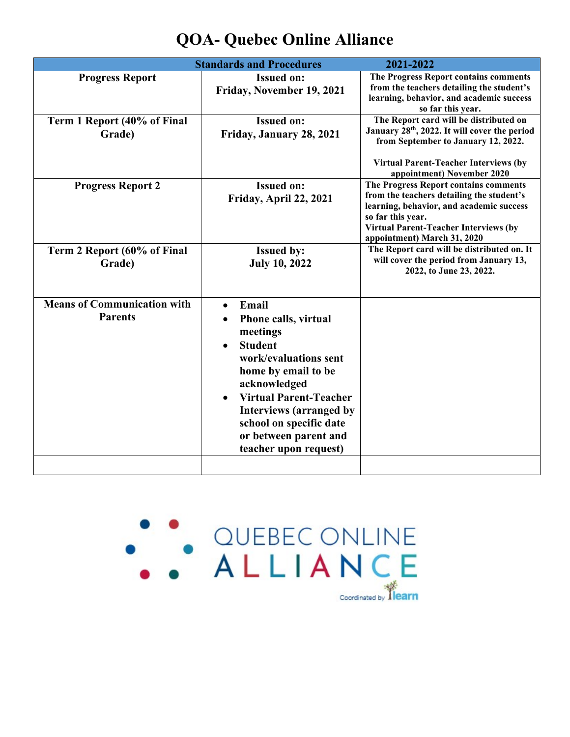# QOA- Quebec Online Alliance

| Standards and Procedures | | 2021-2022 |
|---|---|---|
| **Progress Report** | **Issued on:** **Friday, November 19, 2021** | **The Progress Report contains comments from the teachers detailing the student's learning, behavior, and academic success so far this year.** |
| **Term 1 Report (40% of Final Grade)** | **Issued on:** **Friday, January 28, 2021** | **The Report card will be distributed on January 28th, 2022. It will cover the period from September to January 12, 2022.** **Virtual Parent-Teacher Interviews (by appointment) November 2020** |
| **Progress Report 2** | **Issued on:** **Friday, April 22, 2021** | **The Progress Report contains comments from the teachers detailing the student's learning, behavior, and academic success so far this year.** **Virtual Parent-Teacher Interviews (by appointment) March 31, 2020** |
| **Term 2 Report (60% of Final Grade)** | **Issued by:** **July 10, 2022** | **The Report card will be distributed on. It will cover the period from January 13, 2022, to June 23, 2022.** |
| **Means of Communication with Parents** | • **Email** • **Phone calls, virtual meetings** • **Student work/evaluations sent home by email to be acknowledged** • **Virtual Parent-Teacher Interviews (arranged by school on specific date or between parent and teacher upon request)** | |
| | | |

QUEBEC ONLINE ALLIANCE

Coordinated by learn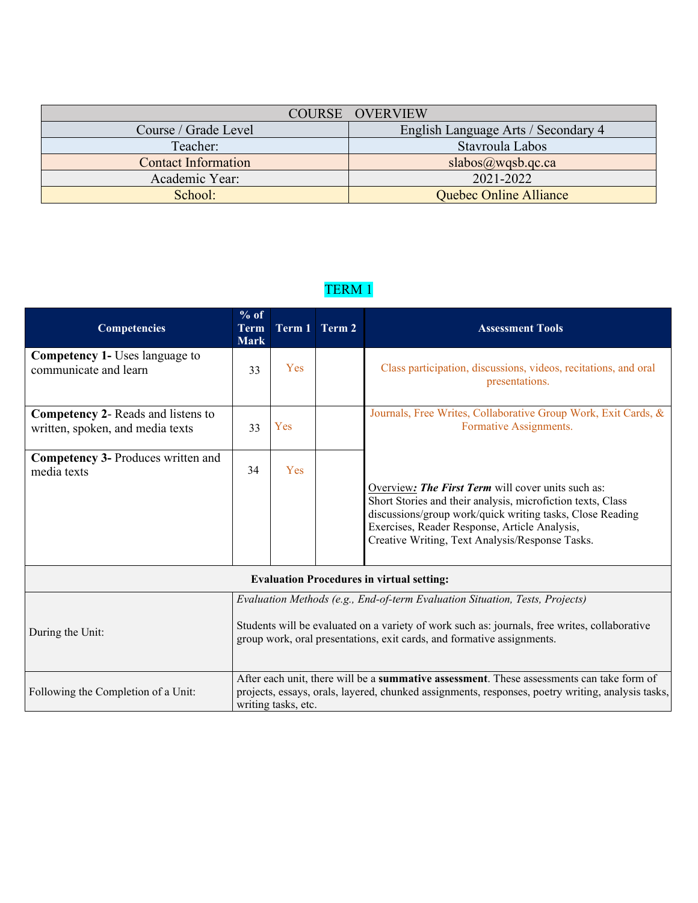| COURSE OVERVIEW | |
|---|---|
| Course / Grade Level | English Language Arts / Secondary 4 |
| Teacher: | Stavroula Labos |
| Contact Information | slabos@wqsb.qc.ca |
| Academic Year: | 2021-2022 |
| School: | Quebec Online Alliance |

## TERM 1

| Competencies | % of Term Mark | Term 1 | Term 2 | Assessment Tools |
|---|---|---|---|---|
| **Competency 1-** Uses language to communicate and learn | 33 | Yes | | Class participation, discussions, videos, recitations, and oral presentations. |
| **Competency 2**- Reads and listens to written, spoken, and media texts | 33 | Yes | | Journals, Free Writes, Collaborative Group Work, Exit Cards, & Formative Assignments. |
| **Competency 3-** Produces written and media texts | 34 | Yes | | Overview***: The First Term*** will cover units such as: Short Stories and their analysis, microfiction texts, Class discussions/group work/quick writing tasks, Close Reading Exercises, Reader Response, Article Analysis, Creative Writing, Text Analysis/Response Tasks. |

| **Evaluation Procedures in virtual setting:** | |
|---|---|
| During the Unit: | *Evaluation Methods (e.g., End-of-term Evaluation Situation, Tests, Projects)*<br><br>Students will be evaluated on a variety of work such as: journals, free writes, collaborative group work, oral presentations, exit cards, and formative assignments. |
| Following the Completion of a Unit: | After each unit, there will be a **summative assessment**. These assessments can take form of projects, essays, orals, layered, chunked assignments, responses, poetry writing, analysis tasks, writing tasks, etc. |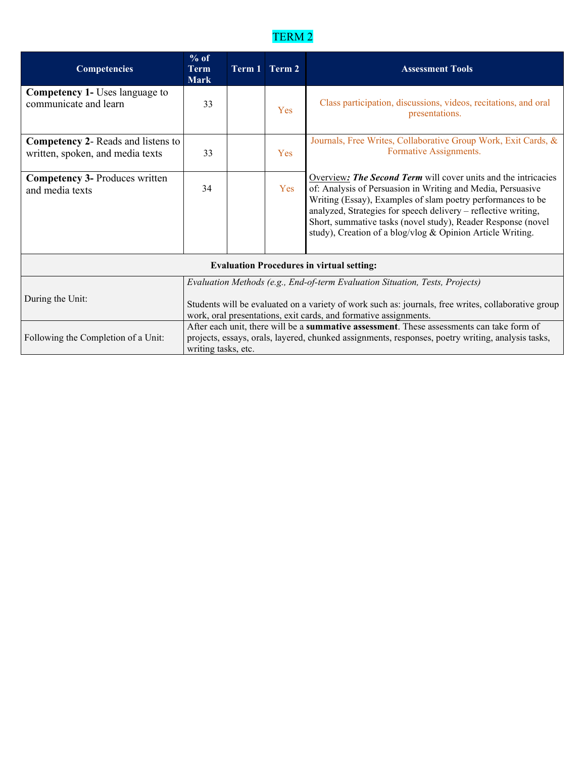# TERM 2

| Competencies | % of Term Mark | Term 1 | Term 2 | Assessment Tools |
|---|---|---|---|---|
| **Competency 1-** Uses language to communicate and learn | 33 | | Yes | Class participation, discussions, videos, recitations, and oral presentations. |
| **Competency 2**- Reads and listens to written, spoken, and media texts | 33 | | Yes | Journals, Free Writes, Collaborative Group Work, Exit Cards, & Formative Assignments. |
| **Competency 3-** Produces written and media texts | 34 | | Yes | Overview***:*** ***The Second Term*** will cover units and the intricacies of: Analysis of Persuasion in Writing and Media, Persuasive Writing (Essay), Examples of slam poetry performances to be analyzed, Strategies for speech delivery – reflective writing, Short, summative tasks (novel study), Reader Response (novel study), Creation of a blog/vlog & Opinion Article Writing. |

| **Evaluation Procedures in virtual setting:** | |
|---|---|
| During the Unit: | *Evaluation Methods (e.g., End-of-term Evaluation Situation, Tests, Projects)*<br><br>Students will be evaluated on a variety of work such as: journals, free writes, collaborative group work, oral presentations, exit cards, and formative assignments. |
| Following the Completion of a Unit: | After each unit, there will be a **summative assessment**. These assessments can take form of projects, essays, orals, layered, chunked assignments, responses, poetry writing, analysis tasks, writing tasks, etc. |